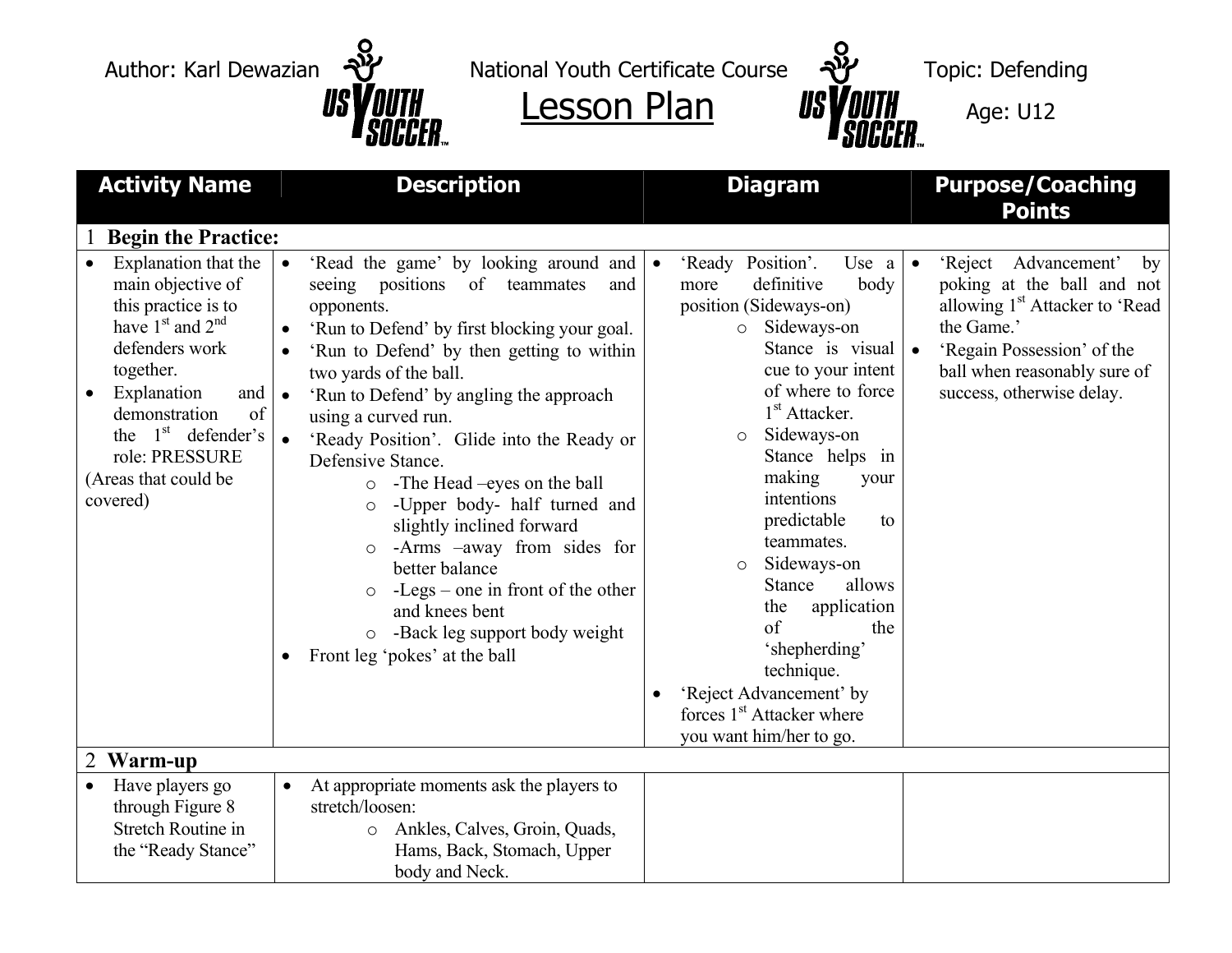Author: Karl Dewazian | National Youth Certificate Course | Topic: Defending

# Lesson Plan

Age: U12

| Activity Name | Description | Diagram | Purpose/Coaching Points |
|---|---|---|---|
| **1 Begin the Practice:** | | | |
| • Explanation that the main objective of this practice is to have 1st and 2nd defenders work together.<br>• Explanation and demonstration of the 1st defender's role: PRESSURE<br>(Areas that could be covered) | • 'Read the game' by looking around and seeing positions of teammates and opponents.<br>• 'Run to Defend' by first blocking your goal.<br>• 'Run to Defend' by then getting to within two yards of the ball.<br>• 'Run to Defend' by angling the approach using a curved run.<br>• 'Ready Position'. Glide into the Ready or Defensive Stance.<br>&nbsp;&nbsp;○ -The Head –eyes on the ball<br>&nbsp;&nbsp;○ -Upper body- half turned and slightly inclined forward<br>&nbsp;&nbsp;○ -Arms –away from sides for better balance<br>&nbsp;&nbsp;○ -Legs – one in front of the other and knees bent<br>&nbsp;&nbsp;○ -Back leg support body weight<br>• Front leg 'pokes' at the ball | • 'Ready Position'. Use a more definitive body position (Sideways-on)<br>&nbsp;&nbsp;○ Sideways-on Stance is visual cue to your intent of where to force 1st Attacker.<br>&nbsp;&nbsp;○ Sideways-on Stance helps in making your intentions predictable to teammates.<br>&nbsp;&nbsp;○ Sideways-on Stance allows the application of the 'shepherding' technique.<br>• 'Reject Advancement' by forces 1st Attacker where you want him/her to go. | • 'Reject Advancement' by poking at the ball and not allowing 1st Attacker to 'Read the Game.'<br>• 'Regain Possession' of the ball when reasonably sure of success, otherwise delay. |
| **2 Warm-up** | | | |
| • Have players go through Figure 8 Stretch Routine in the "Ready Stance" | • At appropriate moments ask the players to stretch/loosen:<br>&nbsp;&nbsp;○ Ankles, Calves, Groin, Quads, Hams, Back, Stomach, Upper body and Neck. | | |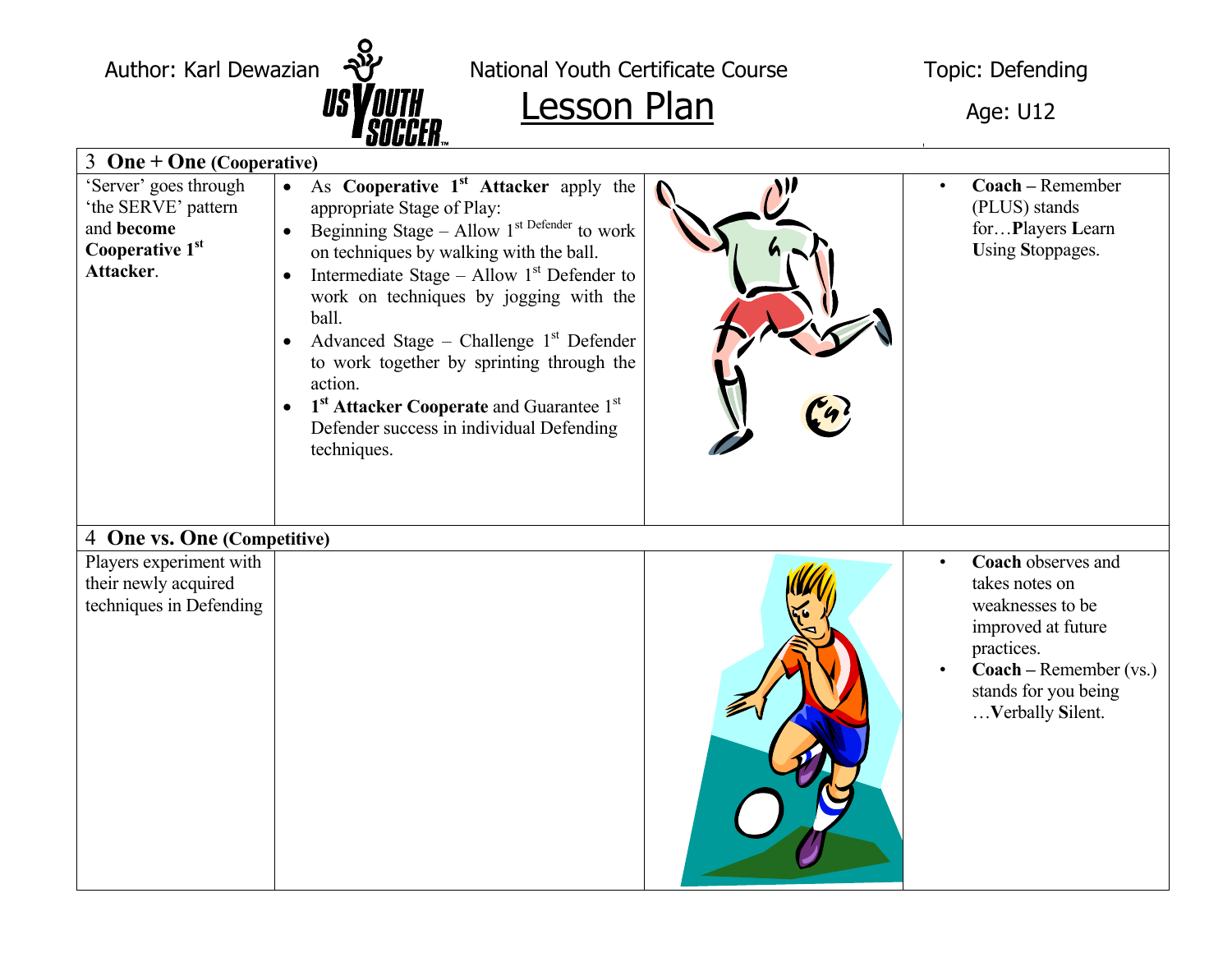Author: Karl Dewazian | National Youth Certificate Course | Topic: Defending

# Lesson Plan

Age: U12

| **3 One + One (Cooperative)** | | | |
|---|---|---|---|
| 'Server' goes through 'the SERVE' pattern and **become Cooperative 1st Attacker**. | • As **Cooperative 1st Attacker** apply the appropriate Stage of Play:<br>• Beginning Stage – Allow 1st Defender to work on techniques by walking with the ball.<br>• Intermediate Stage – Allow 1st Defender to work on techniques by jogging with the ball.<br>• Advanced Stage – Challenge 1st Defender to work together by sprinting through the action.<br>• **1st Attacker Cooperate** and Guarantee 1st Defender success in individual Defending techniques. | | • **Coach –** Remember (PLUS) stands for…**P**layers **L**earn **U**sing **S**toppages. |
| **4 One vs. One (Competitive)** | | | |
| Players experiment with their newly acquired techniques in Defending | | | • **Coach** observes and takes notes on weaknesses to be improved at future practices.<br>• **Coach –** Remember (vs.) stands for you being …**V**erbally **S**ilent. |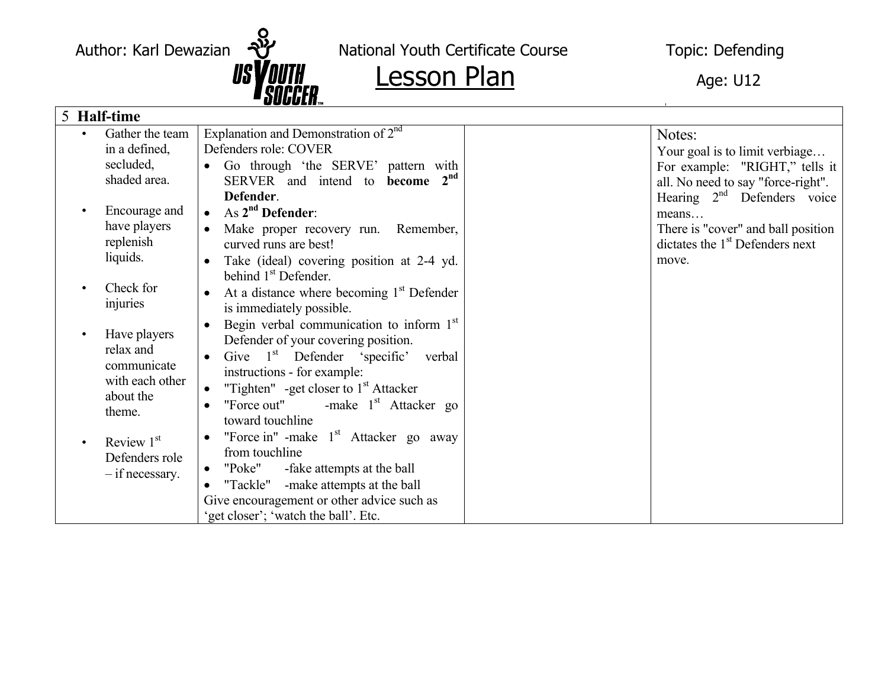| 5 **Half-time** | | | |
|---|---|---|---|
| • Gather the team in a defined, secluded, shaded area.<br><br>• Encourage and have players replenish liquids.<br><br>• Check for injuries<br><br>• Have players relax and communicate with each other about the theme.<br><br>• Review 1st Defenders role – if necessary. | Explanation and Demonstration of 2nd Defenders role: COVER<br>• Go through 'the SERVE' pattern with SERVER and intend to **become 2nd Defender**.<br>• As **2nd Defender**:<br>• Make proper recovery run. Remember, curved runs are best!<br>• Take (ideal) covering position at 2-4 yd. behind 1st Defender.<br>• At a distance where becoming 1st Defender is immediately possible.<br>• Begin verbal communication to inform 1st Defender of your covering position.<br>• Give 1st Defender 'specific' verbal instructions - for example:<br>• "Tighten" -get closer to 1st Attacker<br>• "Force out" -make 1st Attacker go toward touchline<br>• "Force in" -make 1st Attacker go away from touchline<br>• "Poke" -fake attempts at the ball<br>• "Tackle" -make attempts at the ball<br>Give encouragement or other advice such as 'get closer'; 'watch the ball'. Etc. | | Notes:<br>Your goal is to limit verbiage…<br>For example: "RIGHT," tells it all. No need to say "force-right".<br>Hearing 2nd Defenders voice means…<br>There is "cover" and ball position dictates the 1st Defenders next move. |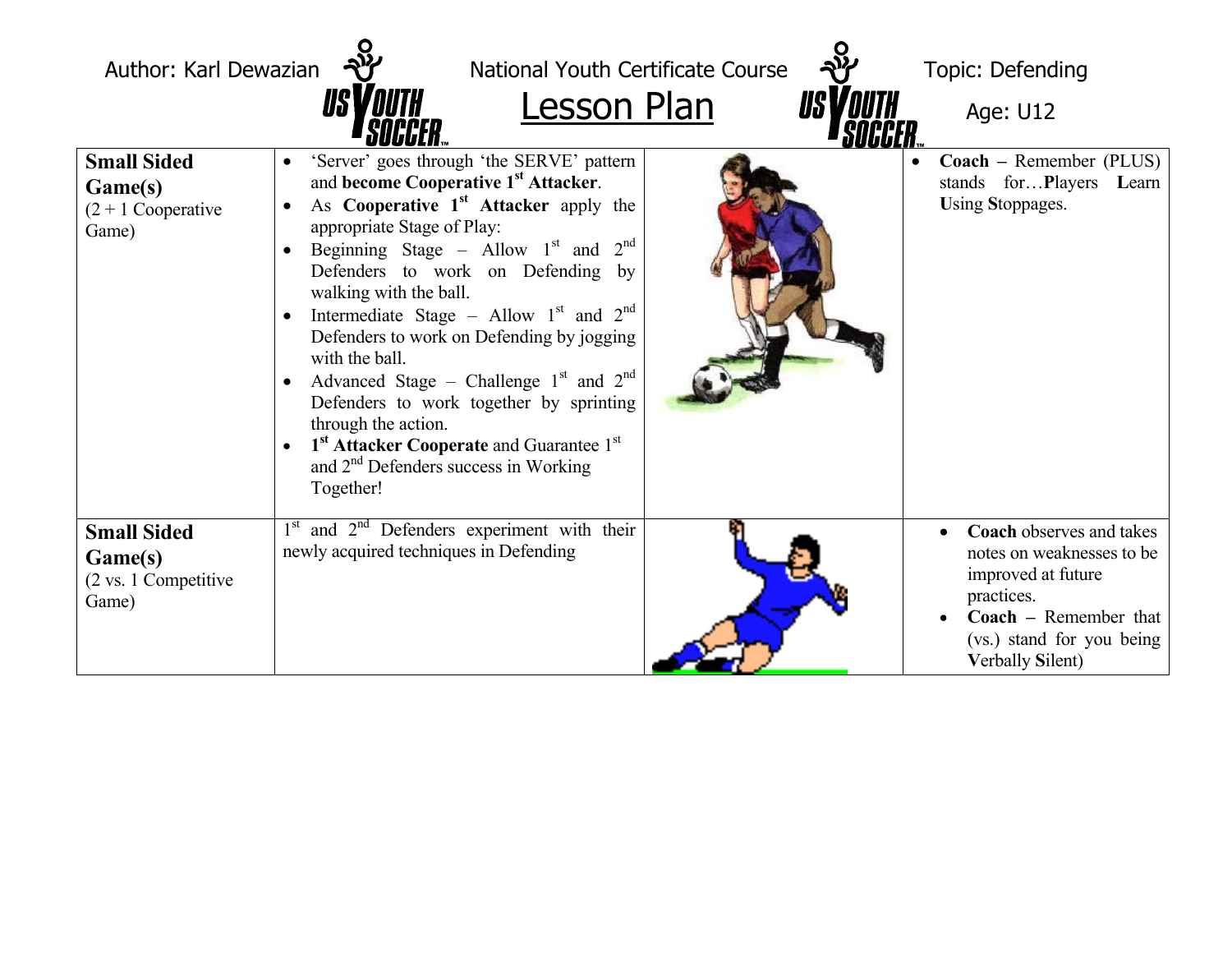Author: Karl Dewazian | National Youth Certificate Course | Topic: Defending

# Lesson Plan

Age: U12

| | | | |
|---|---|---|---|
| **Small Sided Game(s)** (2 + 1 Cooperative Game) | • 'Server' goes through 'the SERVE' pattern and **become Cooperative 1st Attacker**.<br>• As **Cooperative 1st Attacker** apply the appropriate Stage of Play:<br>• Beginning Stage – Allow 1st and 2nd Defenders to work on Defending by walking with the ball.<br>• Intermediate Stage – Allow 1st and 2nd Defenders to work on Defending by jogging with the ball.<br>• Advanced Stage – Challenge 1st and 2nd Defenders to work together by sprinting through the action.<br>• **1st Attacker Cooperate** and Guarantee 1st and 2nd Defenders success in Working Together! | | • **Coach** – Remember (PLUS) stands for…**P**layers **L**earn **U**sing **S**toppages. |
| **Small Sided Game(s)** (2 vs. 1 Competitive Game) | 1st and 2nd Defenders experiment with their newly acquired techniques in Defending | | • **Coach** observes and takes notes on weaknesses to be improved at future practices.<br>• **Coach** – Remember that (vs.) stand for you being **V**erbally **S**ilent) |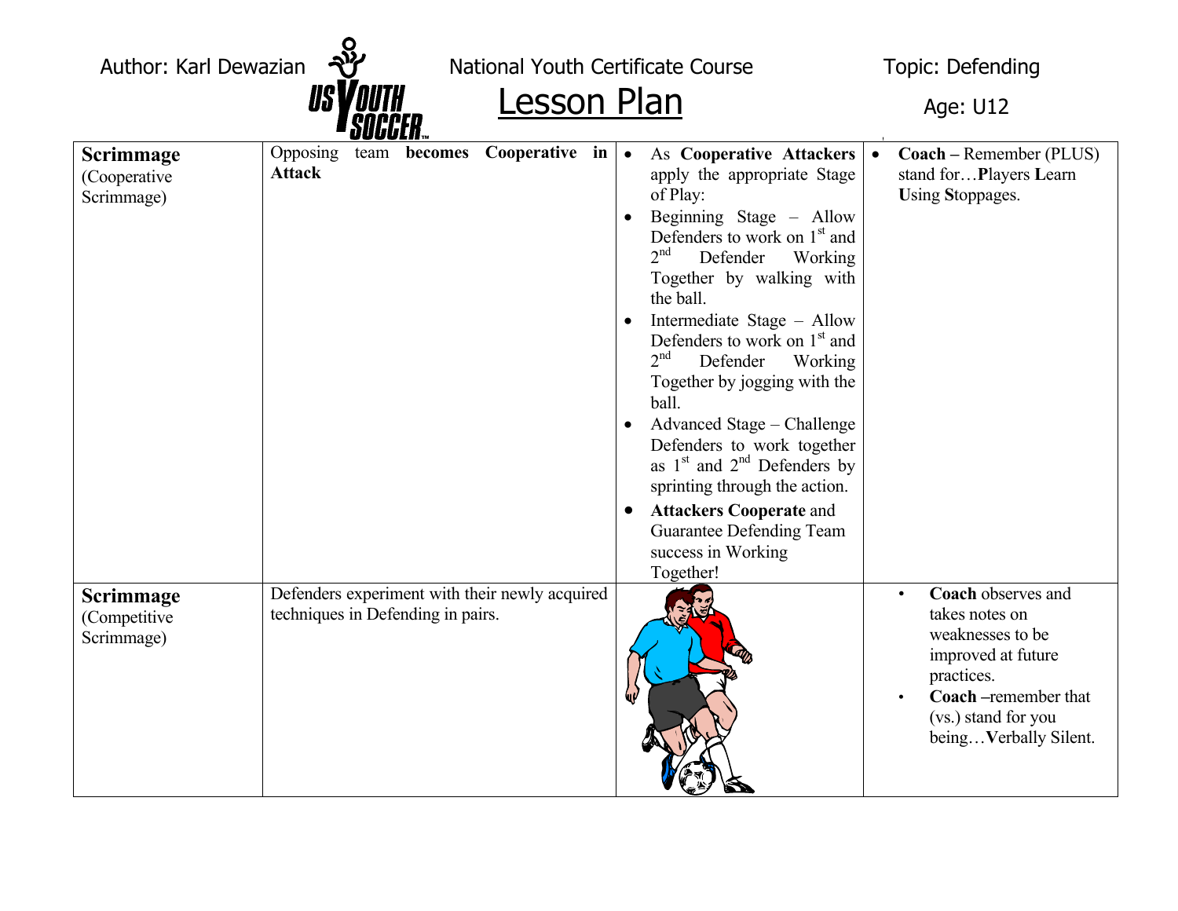Author: Karl Dewazian National Youth Certificate Course Topic: Defending

# Lesson Plan

Age: U12

| | | | |
|---|---|---|---|
| **Scrimmage** (Cooperative Scrimmage) | Opposing team **becomes Cooperative in Attack** | • As **Cooperative Attackers** apply the appropriate Stage of Play:<br>• Beginning Stage – Allow Defenders to work on 1st and 2nd Defender Working Together by walking with the ball.<br>• Intermediate Stage – Allow Defenders to work on 1st and 2nd Defender Working Together by jogging with the ball.<br>• Advanced Stage – Challenge Defenders to work together as 1st and 2nd Defenders by sprinting through the action.<br>• **Attackers Cooperate** and Guarantee Defending Team success in Working Together! | • **Coach –** Remember (PLUS) stand for…**P**layers **L**earn **U**sing **S**toppages. |
| **Scrimmage** (Competitive Scrimmage) | Defenders experiment with their newly acquired techniques in Defending in pairs. | | • **Coach** observes and takes notes on weaknesses to be improved at future practices.<br>• **Coach** –remember that (vs.) stand for you being…**V**erbally **S**ilent. |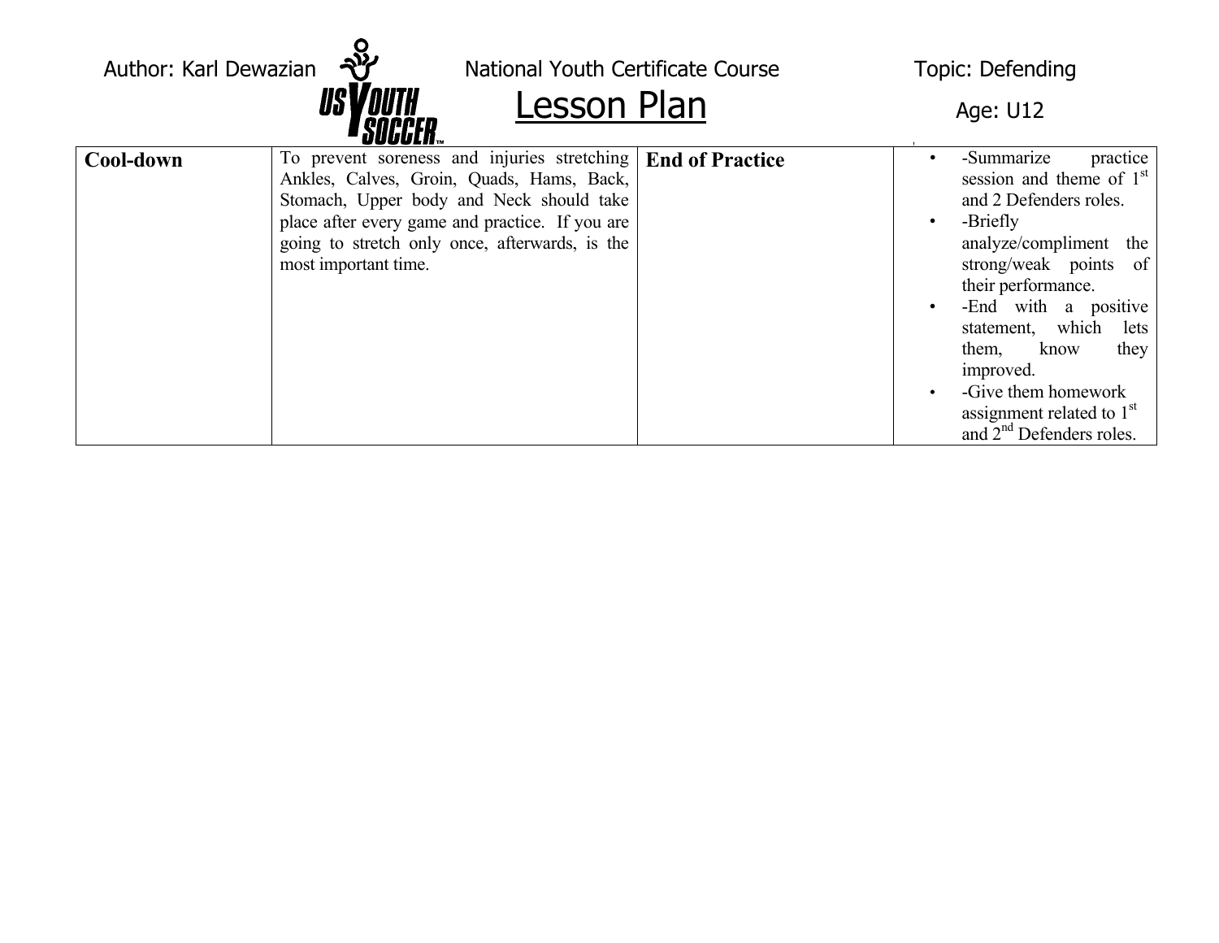| | | | |
|---|---|---|---|
| **Cool-down** | To prevent soreness and injuries stretching Ankles, Calves, Groin, Quads, Hams, Back, Stomach, Upper body and Neck should take place after every game and practice. If you are going to stretch only once, afterwards, is the most important time. | **End of Practice** | • -Summarize practice session and theme of 1st and 2 Defenders roles.<br>• -Briefly analyze/compliment the strong/weak points of their performance.<br>• -End with a positive statement, which lets them, know they improved.<br>• -Give them homework assignment related to 1st and 2nd Defenders roles. |